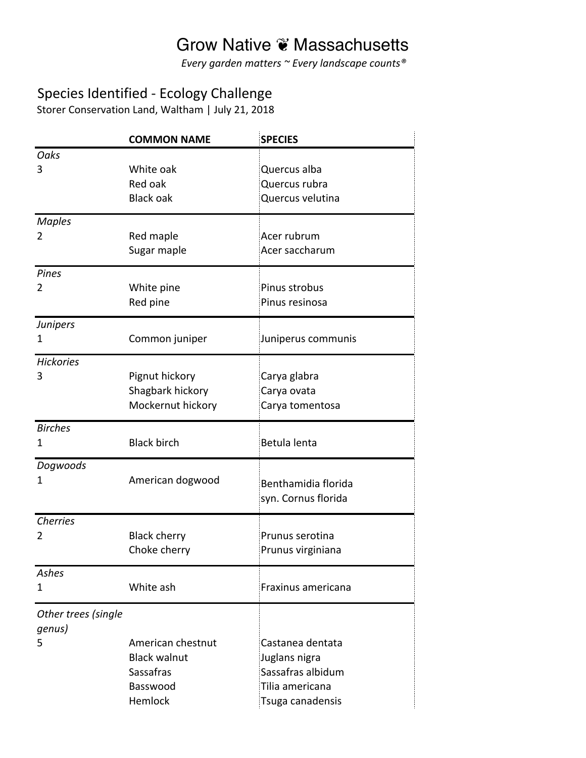# Grow Native ❦ Massachusetts

*Every garden matters ~ Every landscape counts®*

## Species Identified - Ecology Challenge

Storer Conservation Land, Waltham | July 21, 2018

| | COMMON NAME | SPECIES |
|---|---|---|
| *Oaks* | | |
| 3 | White oak | Quercus alba |
| | Red oak | Quercus rubra |
| | Black oak | Quercus velutina |
| *Maples* | | |
| 2 | Red maple | Acer rubrum |
| | Sugar maple | Acer saccharum |
| *Pines* | | |
| 2 | White pine | Pinus strobus |
| | Red pine | Pinus resinosa |
| *Junipers* | | |
| 1 | Common juniper | Juniperus communis |
| *Hickories* | | |
| 3 | Pignut hickory | Carya glabra |
| | Shagbark hickory | Carya ovata |
| | Mockernut hickory | Carya tomentosa |
| *Birches* | | |
| 1 | Black birch | Betula lenta |
| *Dogwoods* | | |
| 1 | American dogwood | Benthamidia florida syn. Cornus florida |
| *Cherries* | | |
| 2 | Black cherry | Prunus serotina |
| | Choke cherry | Prunus virginiana |
| *Ashes* | | |
| 1 | White ash | Fraxinus americana |
| *Other trees (single genus)* | | |
| 5 | American chestnut | Castanea dentata |
| | Black walnut | Juglans nigra |
| | Sassafras | Sassafras albidum |
| | Basswood | Tilia americana |
| | Hemlock | Tsuga canadensis |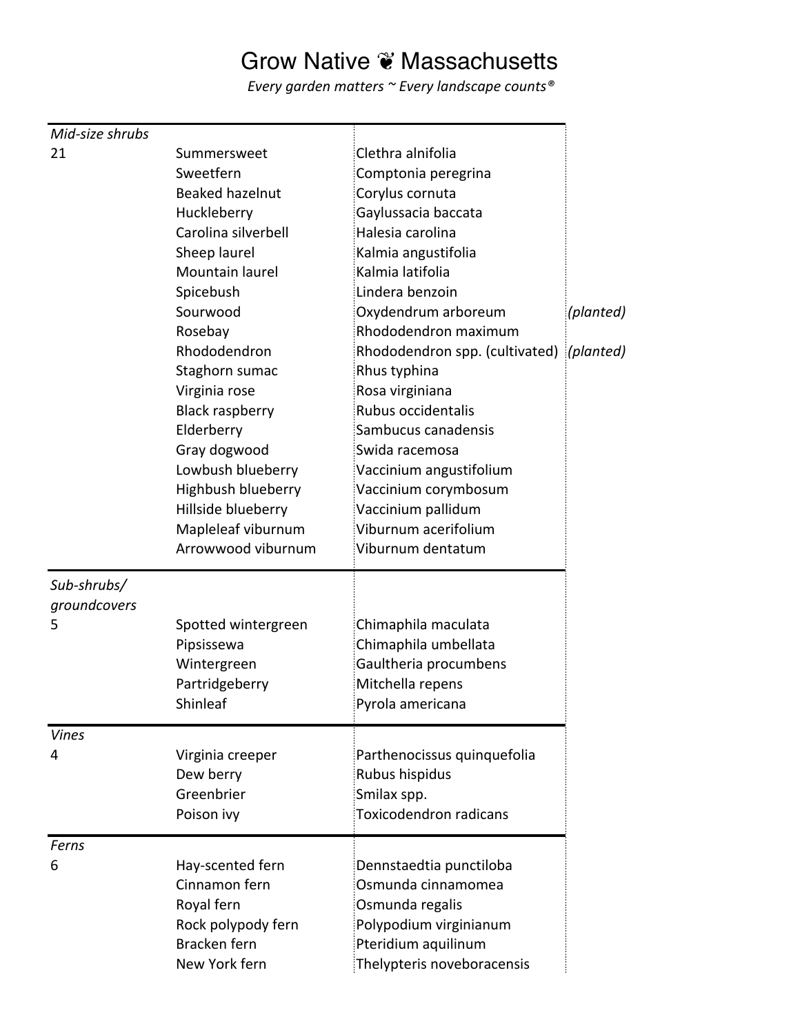# Grow Native ❦ Massachusetts

*Every garden matters ~ Every landscape counts®*

| | | | |
|---|---|---|---|
| *Mid-size shrubs* | | | |
| 21 | Summersweet | Clethra alnifolia | |
| | Sweetfern | Comptonia peregrina | |
| | Beaked hazelnut | Corylus cornuta | |
| | Huckleberry | Gaylussacia baccata | |
| | Carolina silverbell | Halesia carolina | |
| | Sheep laurel | Kalmia angustifolia | |
| | Mountain laurel | Kalmia latifolia | |
| | Spicebush | Lindera benzoin | |
| | Sourwood | Oxydendrum arboreum | *(planted)* |
| | Rosebay | Rhododendron maximum | |
| | Rhododendron | Rhododendron spp. (cultivated) | *(planted)* |
| | Staghorn sumac | Rhus typhina | |
| | Virginia rose | Rosa virginiana | |
| | Black raspberry | Rubus occidentalis | |
| | Elderberry | Sambucus canadensis | |
| | Gray dogwood | Swida racemosa | |
| | Lowbush blueberry | Vaccinium angustifolium | |
| | Highbush blueberry | Vaccinium corymbosum | |
| | Hillside blueberry | Vaccinium pallidum | |
| | Mapleleaf viburnum | Viburnum acerifolium | |
| | Arrowwood viburnum | Viburnum dentatum | |
| *Sub-shrubs/ groundcovers* | | | |
| 5 | Spotted wintergreen | Chimaphila maculata | |
| | Pipsissewa | Chimaphila umbellata | |
| | Wintergreen | Gaultheria procumbens | |
| | Partridgeberry | Mitchella repens | |
| | Shinleaf | Pyrola americana | |
| *Vines* | | | |
| 4 | Virginia creeper | Parthenocissus quinquefolia | |
| | Dew berry | Rubus hispidus | |
| | Greenbrier | Smilax spp. | |
| | Poison ivy | Toxicodendron radicans | |
| *Ferns* | | | |
| 6 | Hay-scented fern | Dennstaedtia punctiloba | |
| | Cinnamon fern | Osmunda cinnamomea | |
| | Royal fern | Osmunda regalis | |
| | Rock polypody fern | Polypodium virginianum | |
| | Bracken fern | Pteridium aquilinum | |
| | New York fern | Thelypteris noveboracensis | |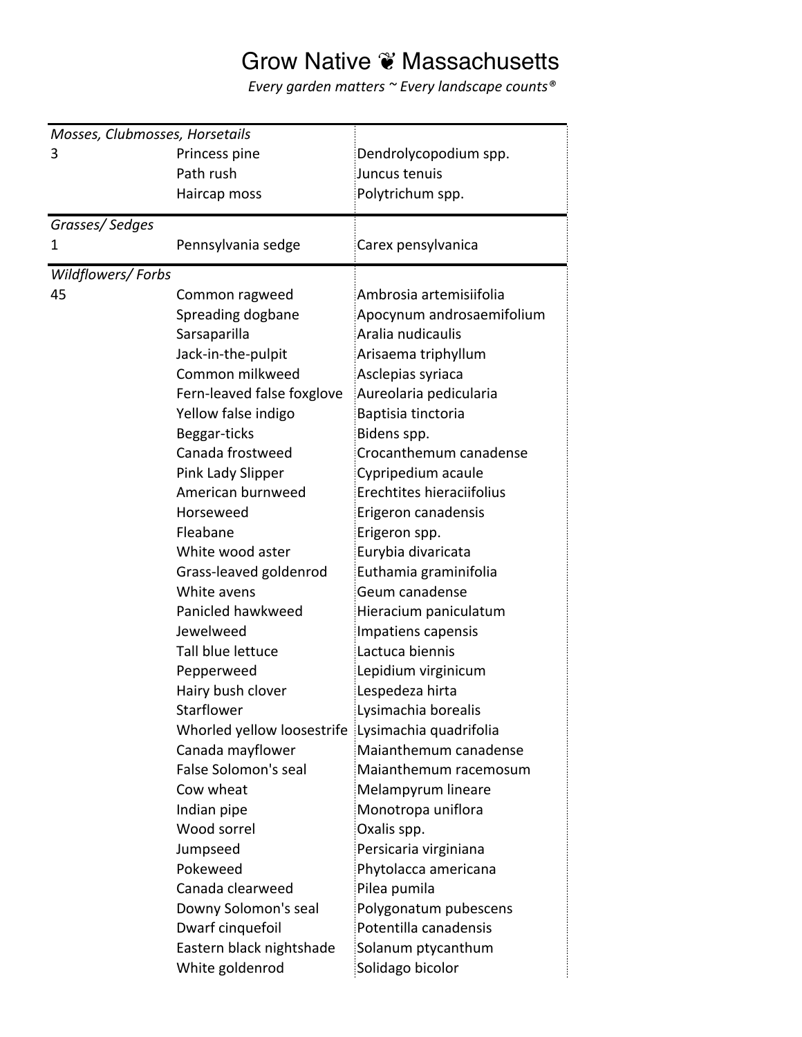# Grow Native ❦ Massachusetts

*Every garden matters ~ Every landscape counts®*

| | | |
|---|---|---|
| *Mosses, Clubmosses, Horsetails* | | |
| 3 | Princess pine | Dendrolycopodium spp. |
| | Path rush | Juncus tenuis |
| | Haircap moss | Polytrichum spp. |
| *Grasses/ Sedges* | | |
| 1 | Pennsylvania sedge | Carex pensylvanica |
| *Wildflowers/ Forbs* | | |
| 45 | Common ragweed | Ambrosia artemisiifolia |
| | Spreading dogbane | Apocynum androsaemifolium |
| | Sarsaparilla | Aralia nudicaulis |
| | Jack-in-the-pulpit | Arisaema triphyllum |
| | Common milkweed | Asclepias syriaca |
| | Fern-leaved false foxglove | Aureolaria pedicularia |
| | Yellow false indigo | Baptisia tinctoria |
| | Beggar-ticks | Bidens spp. |
| | Canada frostweed | Crocanthemum canadense |
| | Pink Lady Slipper | Cypripedium acaule |
| | American burnweed | Erechtites hieraciifolius |
| | Horseweed | Erigeron canadensis |
| | Fleabane | Erigeron spp. |
| | White wood aster | Eurybia divaricata |
| | Grass-leaved goldenrod | Euthamia graminifolia |
| | White avens | Geum canadense |
| | Panicled hawkweed | Hieracium paniculatum |
| | Jewelweed | Impatiens capensis |
| | Tall blue lettuce | Lactuca biennis |
| | Pepperweed | Lepidium virginicum |
| | Hairy bush clover | Lespedeza hirta |
| | Starflower | Lysimachia borealis |
| | Whorled yellow loosestrife | Lysimachia quadrifolia |
| | Canada mayflower | Maianthemum canadense |
| | False Solomon's seal | Maianthemum racemosum |
| | Cow wheat | Melampyrum lineare |
| | Indian pipe | Monotropa uniflora |
| | Wood sorrel | Oxalis spp. |
| | Jumpseed | Persicaria virginiana |
| | Pokeweed | Phytolacca americana |
| | Canada clearweed | Pilea pumila |
| | Downy Solomon's seal | Polygonatum pubescens |
| | Dwarf cinquefoil | Potentilla canadensis |
| | Eastern black nightshade | Solanum ptycanthum |
| | White goldenrod | Solidago bicolor |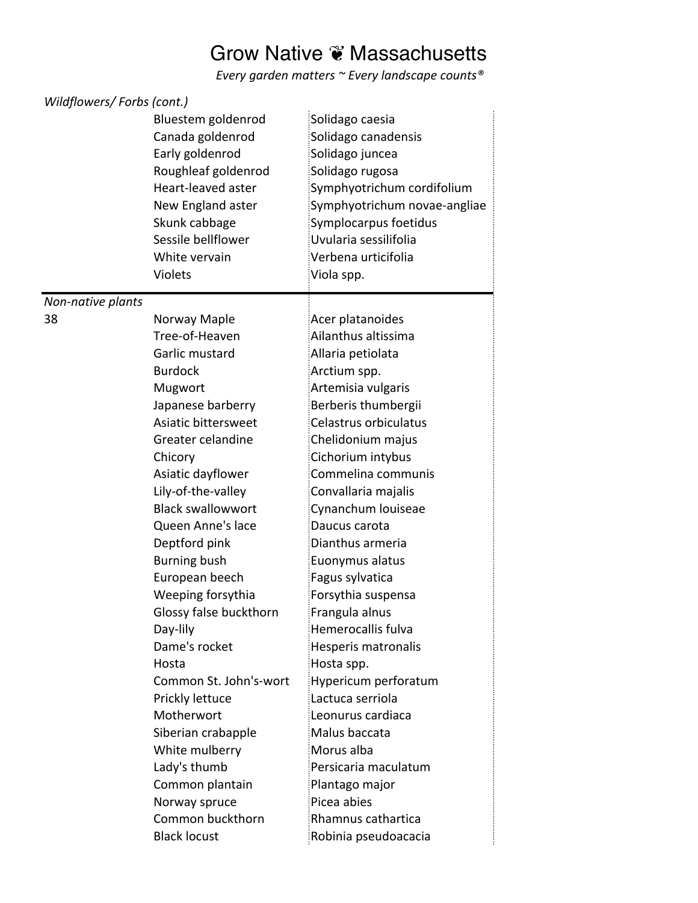# Grow Native ❦ Massachusetts

*Every garden matters ~ Every landscape counts®*

| | | |
|---|---|---|
| *Wildflowers/ Forbs (cont.)* | | |
| | Bluestem goldenrod | Solidago caesia |
| | Canada goldenrod | Solidago canadensis |
| | Early goldenrod | Solidago juncea |
| | Roughleaf goldenrod | Solidago rugosa |
| | Heart-leaved aster | Symphyotrichum cordifolium |
| | New England aster | Symphyotrichum novae-angliae |
| | Skunk cabbage | Symplocarpus foetidus |
| | Sessile bellflower | Uvularia sessilifolia |
| | White vervain | Verbena urticifolia |
| | Violets | Viola spp. |
| *Non-native plants* | | |
| 38 | Norway Maple | Acer platanoides |
| | Tree-of-Heaven | Ailanthus altissima |
| | Garlic mustard | Allaria petiolata |
| | Burdock | Arctium spp. |
| | Mugwort | Artemisia vulgaris |
| | Japanese barberry | Berberis thumbergii |
| | Asiatic bittersweet | Celastrus orbiculatus |
| | Greater celandine | Chelidonium majus |
| | Chicory | Cichorium intybus |
| | Asiatic dayflower | Commelina communis |
| | Lily-of-the-valley | Convallaria majalis |
| | Black swallowwort | Cynanchum louiseae |
| | Queen Anne's lace | Daucus carota |
| | Deptford pink | Dianthus armeria |
| | Burning bush | Euonymus alatus |
| | European beech | Fagus sylvatica |
| | Weeping forsythia | Forsythia suspensa |
| | Glossy false buckthorn | Frangula alnus |
| | Day-lily | Hemerocallis fulva |
| | Dame's rocket | Hesperis matronalis |
| | Hosta | Hosta spp. |
| | Common St. John's-wort | Hypericum perforatum |
| | Prickly lettuce | Lactuca serriola |
| | Motherwort | Leonurus cardiaca |
| | Siberian crabapple | Malus baccata |
| | White mulberry | Morus alba |
| | Lady's thumb | Persicaria maculatum |
| | Common plantain | Plantago major |
| | Norway spruce | Picea abies |
| | Common buckthorn | Rhamnus cathartica |
| | Black locust | Robinia pseudoacacia |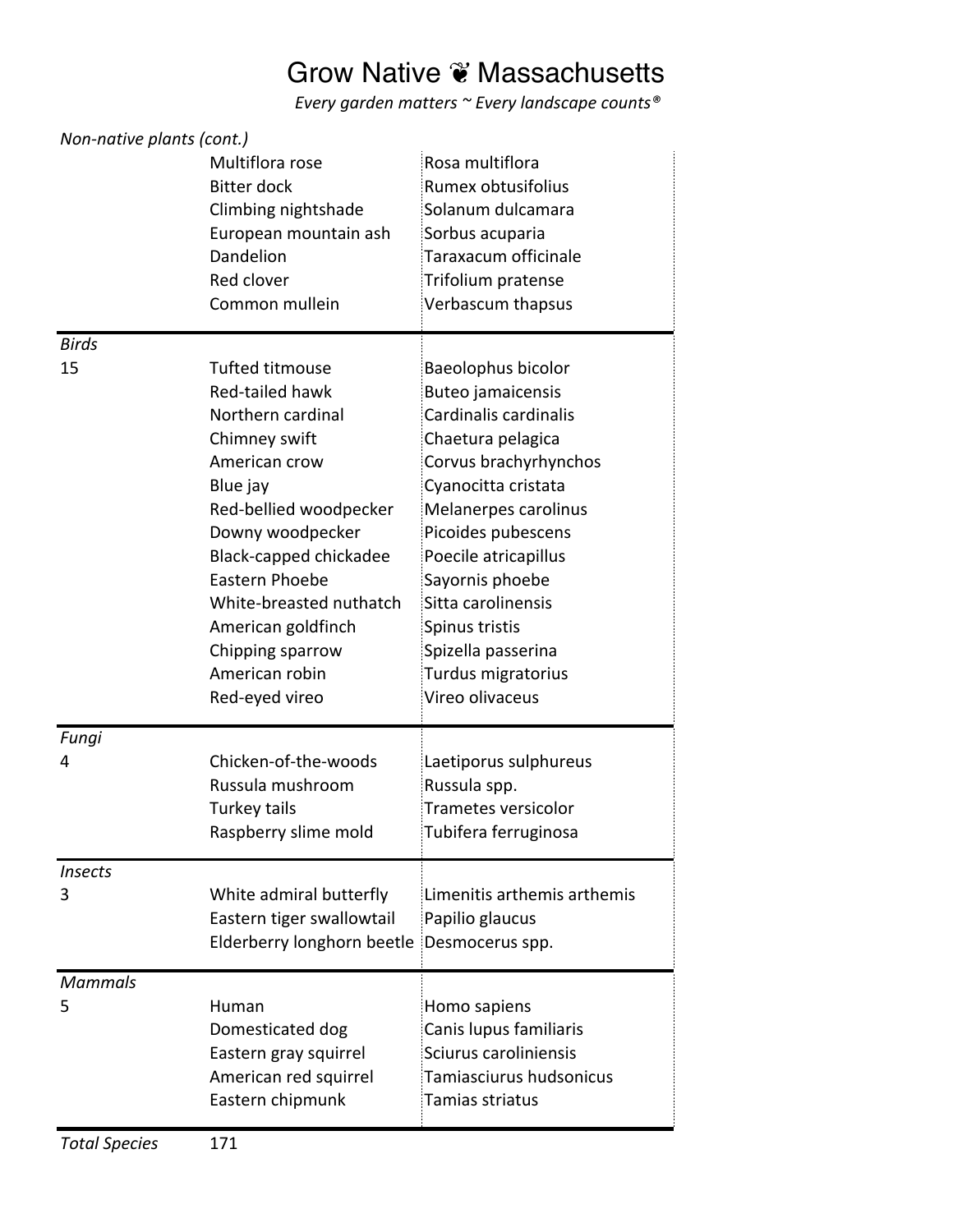# Grow Native ❦ Massachusetts

*Every garden matters ~ Every landscape counts®*

| | | |
|---|---|---|
| *Non-native plants (cont.)* | | |
| | Multiflora rose | Rosa multiflora |
| | Bitter dock | Rumex obtusifolius |
| | Climbing nightshade | Solanum dulcamara |
| | European mountain ash | Sorbus acuparia |
| | Dandelion | Taraxacum officinale |
| | Red clover | Trifolium pratense |
| | Common mullein | Verbascum thapsus |
| *Birds* | | |
| 15 | Tufted titmouse | Baeolophus bicolor |
| | Red-tailed hawk | Buteo jamaicensis |
| | Northern cardinal | Cardinalis cardinalis |
| | Chimney swift | Chaetura pelagica |
| | American crow | Corvus brachyrhynchos |
| | Blue jay | Cyanocitta cristata |
| | Red-bellied woodpecker | Melanerpes carolinus |
| | Downy woodpecker | Picoides pubescens |
| | Black-capped chickadee | Poecile atricapillus |
| | Eastern Phoebe | Sayornis phoebe |
| | White-breasted nuthatch | Sitta carolinensis |
| | American goldfinch | Spinus tristis |
| | Chipping sparrow | Spizella passerina |
| | American robin | Turdus migratorius |
| | Red-eyed vireo | Vireo olivaceus |
| *Fungi* | | |
| 4 | Chicken-of-the-woods | Laetiporus sulphureus |
| | Russula mushroom | Russula spp. |
| | Turkey tails | Trametes versicolor |
| | Raspberry slime mold | Tubifera ferruginosa |
| *Insects* | | |
| 3 | White admiral butterfly | Limenitis arthemis arthemis |
| | Eastern tiger swallowtail | Papilio glaucus |
| | Elderberry longhorn beetle | Desmocerus spp. |
| *Mammals* | | |
| 5 | Human | Homo sapiens |
| | Domesticated dog | Canis lupus familiaris |
| | Eastern gray squirrel | Sciurus caroliniensis |
| | American red squirrel | Tamiasciurus hudsonicus |
| | Eastern chipmunk | Tamias striatus |
| *Total Species* | 171 | |